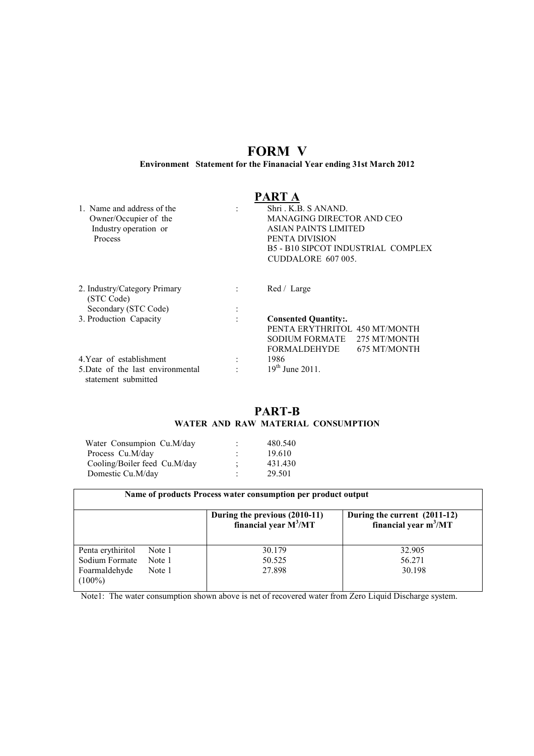# FORM V

**Environment Statement for the Finanacial Year ending 31st March 2012**

## PART A

| | | |
|---|---|---|
| 1. Name and address of the Owner/Occupier of the Industry operation or Process | : | Shri . K.B. S ANAND.<br>MANAGING DIRECTOR AND CEO<br>ASIAN PAINTS LIMITED<br>PENTA DIVISION<br>B5 - B10 SIPCOT INDUSTRIAL COMPLEX<br>CUDDALORE 607 005. |
| 2. Industry/Category Primary (STC Code) | : | Red / Large |
| Secondary (STC Code) | : | |
| 3. Production Capacity | : | **Consented Quantity:.**<br>PENTA ERYTHRITOL 450 MT/MONTH<br>SODIUM FORMATE 275 MT/MONTH<br>FORMALDEHYDE 675 MT/MONTH |
| 4.Year of establishment | : | 1986 |
| 5.Date of the last environmental statement submitted | : | 19th June 2011. |

## PART-B

**WATER AND RAW MATERIAL CONSUMPTION**

| | | |
|---|---|---|
| Water Consumpion Cu.M/day | : | 480.540 |
| Process Cu.M/day | : | 19.610 |
| Cooling/Boiler feed Cu.M/day | ; | 431.430 |
| Domestic Cu.M/day | : | 29.501 |

| Name of products Process water consumption per product output | | |
|---|---|---|
| | **During the previous (2010-11) financial year $M^3$/MT** | **During the current (2011-12) financial year $m^3$/MT** |
| Penta erythiritol Note 1 | 30.179 | 32.905 |
| Sodium Formate Note 1 | 50.525 | 56.271 |
| Foarmaldehyde Note 1 (100%) | 27.898 | 30.198 |

Note1: The water consumption shown above is net of recovered water from Zero Liquid Discharge system.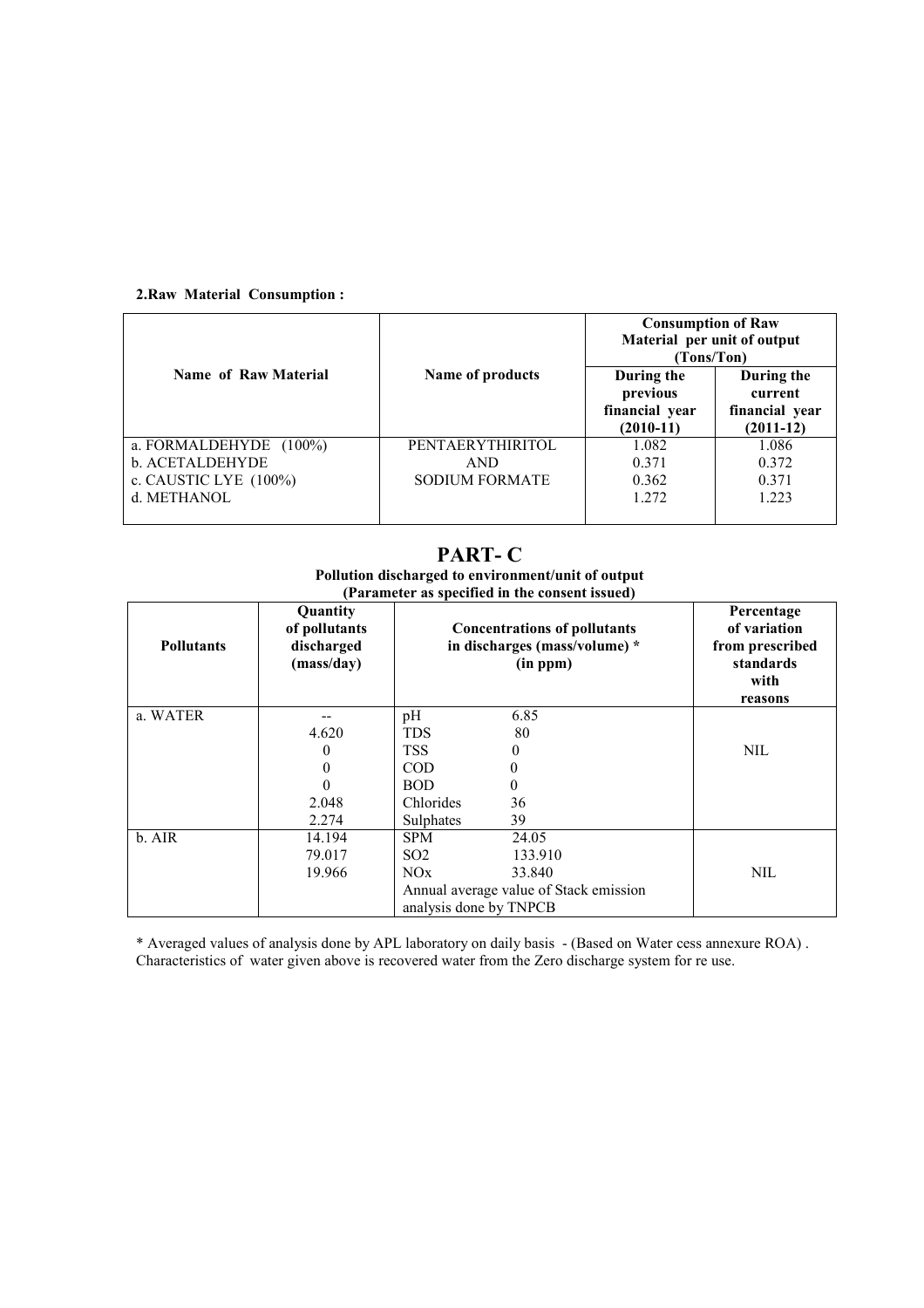**2.Raw Material Consumption :**

| Name of Raw Material | Name of products | Consumption of Raw Material per unit of output (Tons/Ton) | |
|---|---|---|---|
| | | During the previous financial year (2010-11) | During the current financial year (2011-12) |
| a. FORMALDEHYDE (100%) | PENTAERYTHIRITOL | 1.082 | 1.086 |
| b. ACETALDEHYDE | AND | 0.371 | 0.372 |
| c. CAUSTIC LYE (100%) | SODIUM FORMATE | 0.362 | 0.371 |
| d. METHANOL | | 1.272 | 1.223 |

# PART- C

**Pollution discharged to environment/unit of output**
**(Parameter as specified in the consent issued)**

| Pollutants | Quantity of pollutants discharged (mass/day) | Concentrations of pollutants in discharges (mass/volume) * (in ppm) | | Percentage of variation from prescribed standards with reasons |
|---|---|---|---|---|
| a. WATER | -- | pH | 6.85 | NIL |
| | 4.620 | TDS | 80 | |
| | 0 | TSS | 0 | |
| | 0 | COD | 0 | |
| | 0 | BOD | 0 | |
| | 2.048 | Chlorides | 36 | |
| | 2.274 | Sulphates | 39 | |
| b. AIR | 14.194 | SPM | 24.05 | NIL |
| | 79.017 | $SO_2$ | 133.910 | |
| | 19.966 | $NO_x$ | 33.840 | |
| | | Annual average value of Stack emission analysis done by TNPCB | | |

* Averaged values of analysis done by APL laboratory on daily basis - (Based on Water cess annexure ROA) .
Characteristics of water given above is recovered water from the Zero discharge system for re use.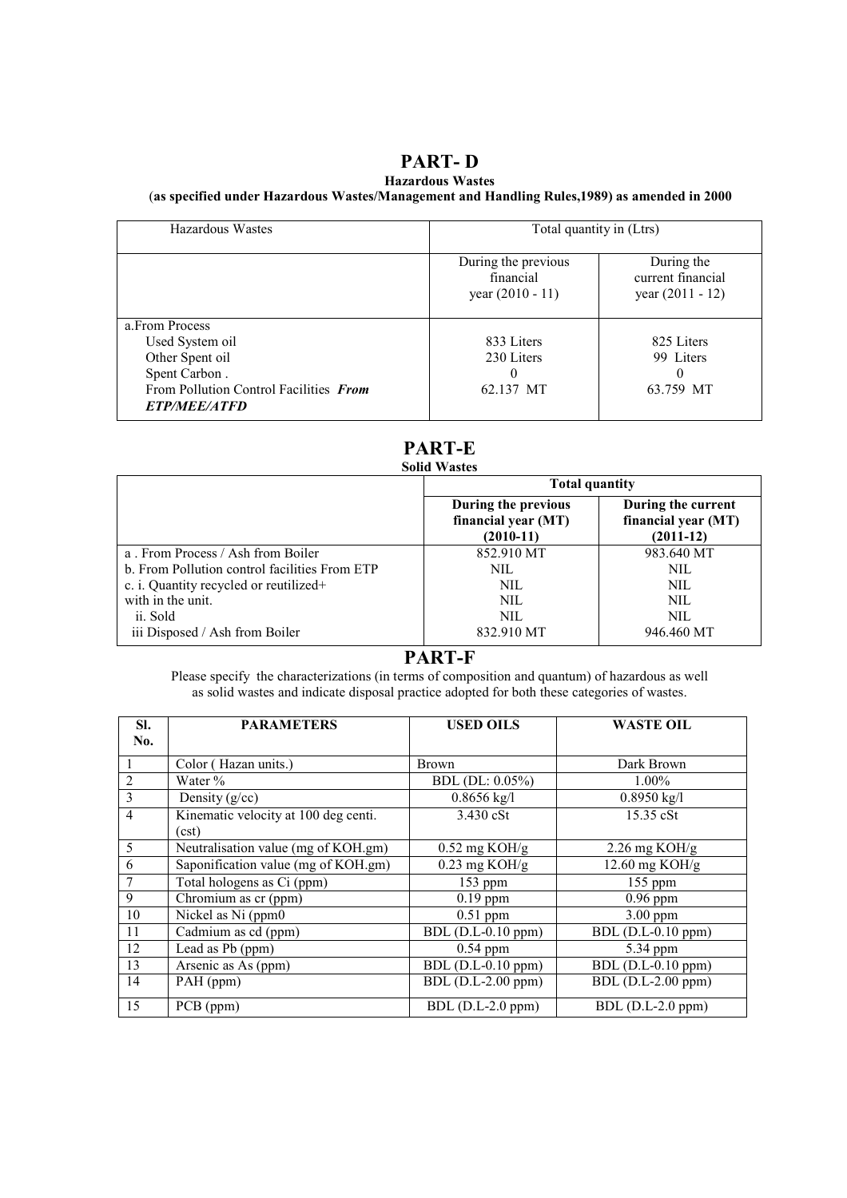# PART- D

**Hazardous Wastes**

(**as specified under Hazardous Wastes/Management and Handling Rules,1989) as amended in 2000**

| Hazardous Wastes | Total quantity in (Ltrs) | |
|---|---|---|
| | During the previous financial year (2010 - 11) | During the current financial year (2011 - 12) |
| a.From Process<br>Used System oil<br>Other Spent oil<br>Spent Carbon .<br>From Pollution Control Facilities ***From ETP/MEE/ATFD*** | <br>833 Liters<br>230 Liters<br>0<br>62.137 MT | <br>825 Liters<br>99 Liters<br>0<br>63.759 MT |

# PART-E

**Solid Wastes**

| | **Total quantity** | |
|---|---|---|
| | **During the previous financial year (MT) (2010-11)** | **During the current financial year (MT) (2011-12)** |
| a . From Process / Ash from Boiler | 852.910 MT | 983.640 MT |
| b. From Pollution control facilities From ETP | NIL | NIL |
| c. i. Quantity recycled or reutilized+ | NIL | NIL |
| with in the unit. | NIL | NIL |
| ii. Sold | NIL | NIL |
| iii Disposed / Ash from Boiler | 832.910 MT | 946.460 MT |

# PART-F

Please specify the characterizations (in terms of composition and quantum) of hazardous as well as solid wastes and indicate disposal practice adopted for both these categories of wastes.

| Sl. No. | PARAMETERS | USED OILS | WASTE OIL |
|---|---|---|---|
| 1 | Color ( Hazan units.) | Brown | Dark Brown |
| 2 | Water % | BDL (DL: 0.05%) | 1.00% |
| 3 | Density (g/cc) | 0.8656 kg/l | 0.8950 kg/l |
| 4 | Kinematic velocity at 100 deg centi. (cst) | 3.430 cSt | 15.35 cSt |
| 5 | Neutralisation value (mg of KOH.gm) | 0.52 mg KOH/g | 2.26 mg KOH/g |
| 6 | Saponification value (mg of KOH.gm) | 0.23 mg KOH/g | 12.60 mg KOH/g |
| 7 | Total hologens as Ci (ppm) | 153 ppm | 155 ppm |
| 9 | Chromium as cr (ppm) | 0.19 ppm | 0.96 ppm |
| 10 | Nickel as Ni (ppm0 | 0.51 ppm | 3.00 ppm |
| 11 | Cadmium as cd (ppm) | BDL (D.L-0.10 ppm) | BDL (D.L-0.10 ppm) |
| 12 | Lead as Pb (ppm) | 0.54 ppm | 5.34 ppm |
| 13 | Arsenic as As (ppm) | BDL (D.L-0.10 ppm) | BDL (D.L-0.10 ppm) |
| 14 | PAH (ppm) | BDL (D.L-2.00 ppm) | BDL (D.L-2.00 ppm) |
| 15 | PCB (ppm) | BDL (D.L-2.0 ppm) | BDL (D.L-2.0 ppm) |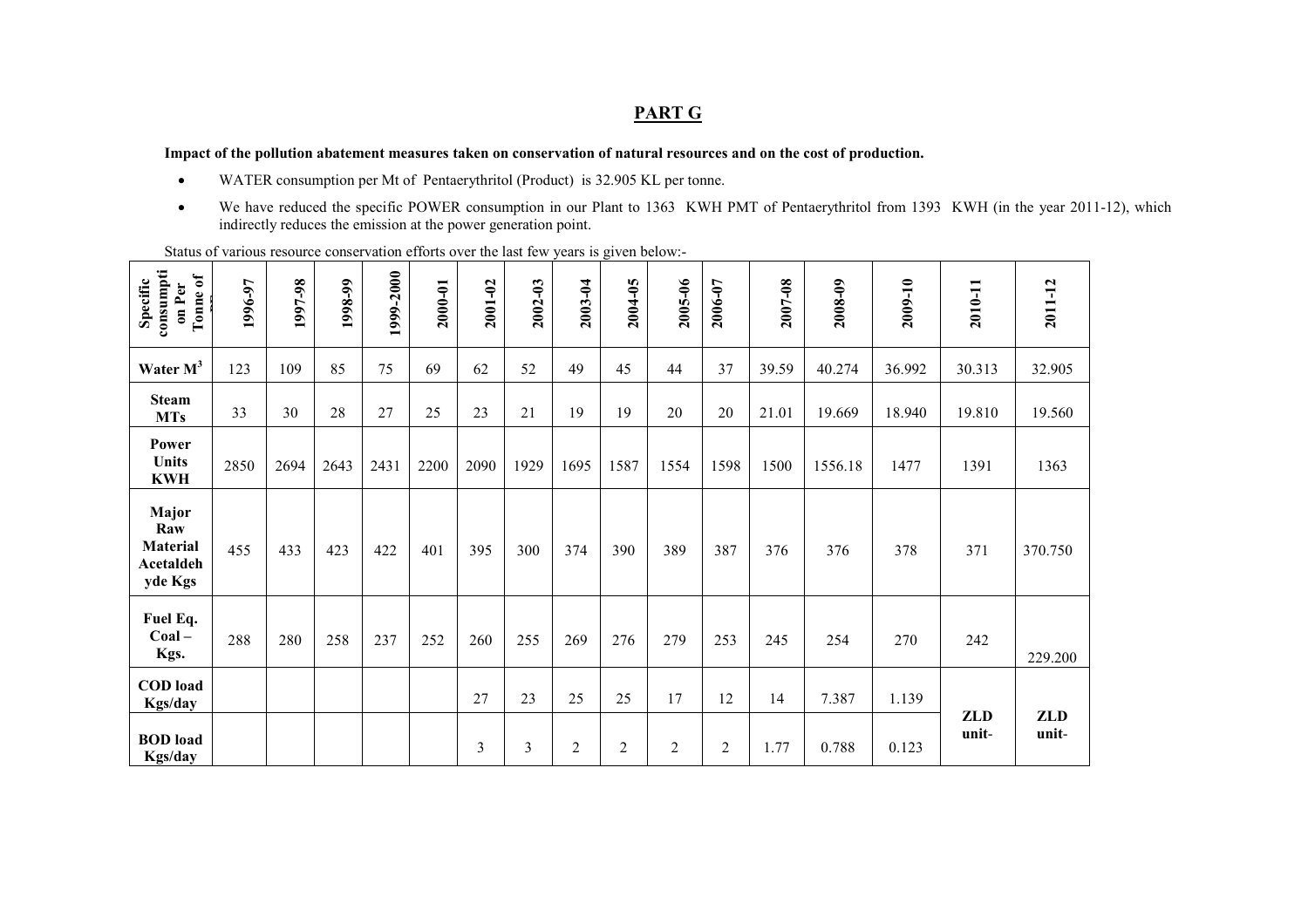## PART G

**Impact of the pollution abatement measures taken on conservation of natural resources and on the cost of production.**

- WATER consumption per Mt of Pentaerythritol (Product) is 32.905 KL per tonne.
- We have reduced the specific POWER consumption in our Plant to 1363 KWH PMT of Pentaerythritol from 1393 KWH (in the year 2011-12), which indirectly reduces the emission at the power generation point.

Status of various resource conservation efforts over the last few years is given below:-

| Specific consumption Per Tonne of PE | 1996-97 | 1997-98 | 1998-99 | 1999-2000 | 2000-01 | 2001-02 | 2002-03 | 2003-04 | 2004-05 | 2005-06 | 2006-07 | 2007-08 | 2008-09 | 2009-10 | 2010-11 | 2011-12 |
|---|---|---|---|---|---|---|---|---|---|---|---|---|---|---|---|---|
| **Water $M^3$** | 123 | 109 | 85 | 75 | 69 | 62 | 52 | 49 | 45 | 44 | 37 | 39.59 | 40.274 | 36.992 | 30.313 | 32.905 |
| **Steam MTs** | 33 | 30 | 28 | 27 | 25 | 23 | 21 | 19 | 19 | 20 | 20 | 21.01 | 19.669 | 18.940 | 19.810 | 19.560 |
| **Power Units KWH** | 2850 | 2694 | 2643 | 2431 | 2200 | 2090 | 1929 | 1695 | 1587 | 1554 | 1598 | 1500 | 1556.18 | 1477 | 1391 | 1363 |
| **Major Raw Material Acetaldehyde Kgs** | 455 | 433 | 423 | 422 | 401 | 395 | 300 | 374 | 390 | 389 | 387 | 376 | 376 | 378 | 371 | 370.750 |
| **Fuel Eq. Coal – Kgs.** | 288 | 280 | 258 | 237 | 252 | 260 | 255 | 269 | 276 | 279 | 253 | 245 | 254 | 270 | 242 | 229.200 |
| **COD load Kgs/day** | | | | | | 27 | 23 | 25 | 25 | 17 | 12 | 14 | 7.387 | 1.139 | **ZLD unit-** | **ZLD unit-** |
| **BOD load Kgs/day** | | | | | | 3 | 3 | 2 | 2 | 2 | 2 | 1.77 | 0.788 | 0.123 | | |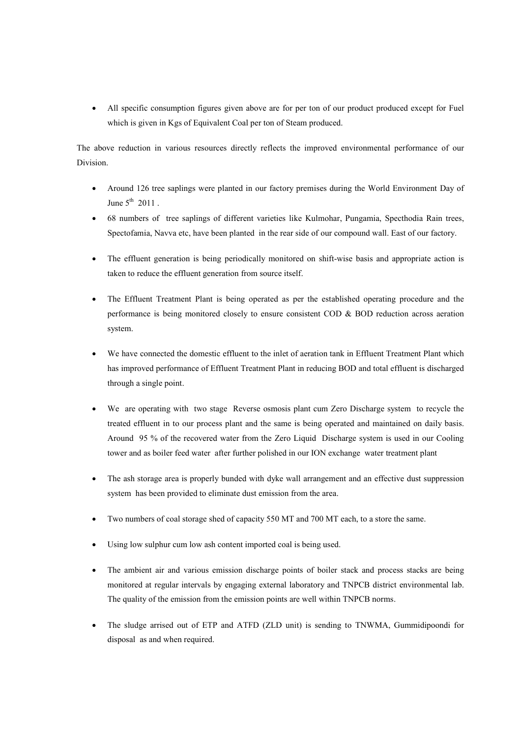- All specific consumption figures given above are for per ton of our product produced except for Fuel which is given in Kgs of Equivalent Coal per ton of Steam produced.

The above reduction in various resources directly reflects the improved environmental performance of our Division.

- Around 126 tree saplings were planted in our factory premises during the World Environment Day of June 5th 2011 .
- 68 numbers of tree saplings of different varieties like Kulmohar, Pungamia, Specthodia Rain trees, Spectofamia, Navva etc, have been planted in the rear side of our compound wall. East of our factory.
- The effluent generation is being periodically monitored on shift-wise basis and appropriate action is taken to reduce the effluent generation from source itself.
- The Effluent Treatment Plant is being operated as per the established operating procedure and the performance is being monitored closely to ensure consistent COD & BOD reduction across aeration system.
- We have connected the domestic effluent to the inlet of aeration tank in Effluent Treatment Plant which has improved performance of Effluent Treatment Plant in reducing BOD and total effluent is discharged through a single point.
- We are operating with two stage Reverse osmosis plant cum Zero Discharge system to recycle the treated effluent in to our process plant and the same is being operated and maintained on daily basis. Around 95 % of the recovered water from the Zero Liquid Discharge system is used in our Cooling tower and as boiler feed water after further polished in our ION exchange water treatment plant
- The ash storage area is properly bunded with dyke wall arrangement and an effective dust suppression system has been provided to eliminate dust emission from the area.
- Two numbers of coal storage shed of capacity 550 MT and 700 MT each, to a store the same.
- Using low sulphur cum low ash content imported coal is being used.
- The ambient air and various emission discharge points of boiler stack and process stacks are being monitored at regular intervals by engaging external laboratory and TNPCB district environmental lab. The quality of the emission from the emission points are well within TNPCB norms.
- The sludge arrised out of ETP and ATFD (ZLD unit) is sending to TNWMA, Gummidipoondi for disposal as and when required.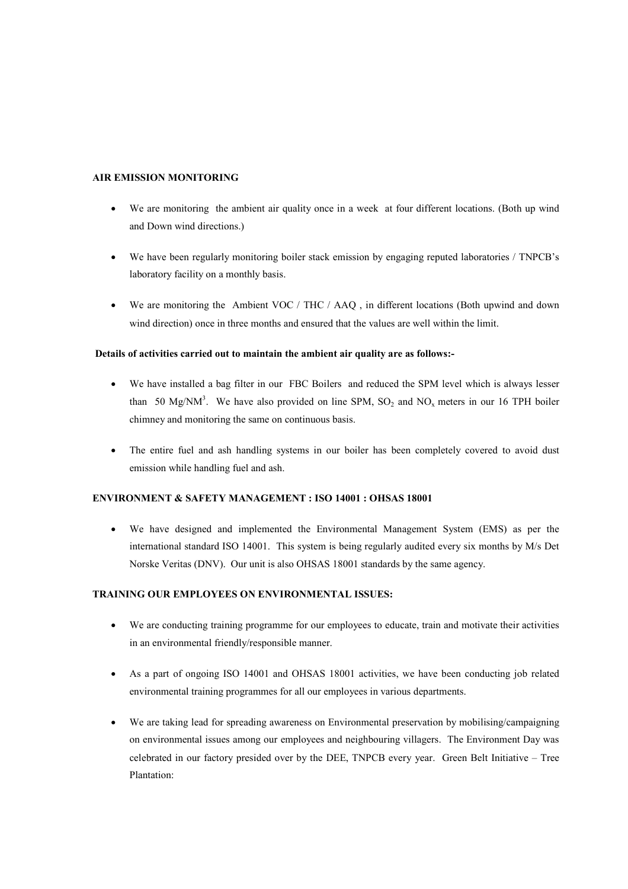**AIR EMISSION MONITORING**

- We are monitoring the ambient air quality once in a week at four different locations. (Both up wind and Down wind directions.)
- We have been regularly monitoring boiler stack emission by engaging reputed laboratories / TNPCB's laboratory facility on a monthly basis.
- We are monitoring the Ambient VOC / THC / AAQ , in different locations (Both upwind and down wind direction) once in three months and ensured that the values are well within the limit.

**Details of activities carried out to maintain the ambient air quality are as follows:-**

- We have installed a bag filter in our FBC Boilers and reduced the SPM level which is always lesser than 50 $Mg/NM^3$. We have also provided on line SPM, $SO_2$ and $NO_x$ meters in our 16 TPH boiler chimney and monitoring the same on continuous basis.
- The entire fuel and ash handling systems in our boiler has been completely covered to avoid dust emission while handling fuel and ash.

**ENVIRONMENT & SAFETY MANAGEMENT : ISO 14001 : OHSAS 18001**

- We have designed and implemented the Environmental Management System (EMS) as per the international standard ISO 14001. This system is being regularly audited every six months by M/s Det Norske Veritas (DNV). Our unit is also OHSAS 18001 standards by the same agency.

**TRAINING OUR EMPLOYEES ON ENVIRONMENTAL ISSUES:**

- We are conducting training programme for our employees to educate, train and motivate their activities in an environmental friendly/responsible manner.
- As a part of ongoing ISO 14001 and OHSAS 18001 activities, we have been conducting job related environmental training programmes for all our employees in various departments.
- We are taking lead for spreading awareness on Environmental preservation by mobilising/campaigning on environmental issues among our employees and neighbouring villagers. The Environment Day was celebrated in our factory presided over by the DEE, TNPCB every year. Green Belt Initiative – Tree Plantation: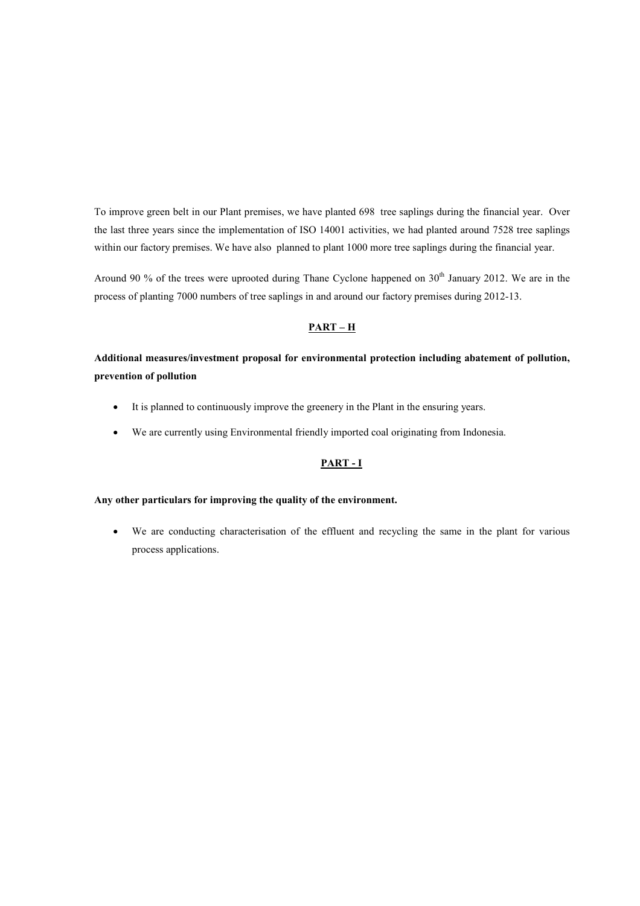To improve green belt in our Plant premises, we have planted 698 tree saplings during the financial year. Over the last three years since the implementation of ISO 14001 activities, we had planted around 7528 tree saplings within our factory premises. We have also planned to plant 1000 more tree saplings during the financial year.

Around 90 % of the trees were uprooted during Thane Cyclone happened on 30th January 2012. We are in the process of planting 7000 numbers of tree saplings in and around our factory premises during 2012-13.

## PART – H

**Additional measures/investment proposal for environmental protection including abatement of pollution, prevention of pollution**

- It is planned to continuously improve the greenery in the Plant in the ensuring years.
- We are currently using Environmental friendly imported coal originating from Indonesia.

## PART - I

**Any other particulars for improving the quality of the environment.**

- We are conducting characterisation of the effluent and recycling the same in the plant for various process applications.